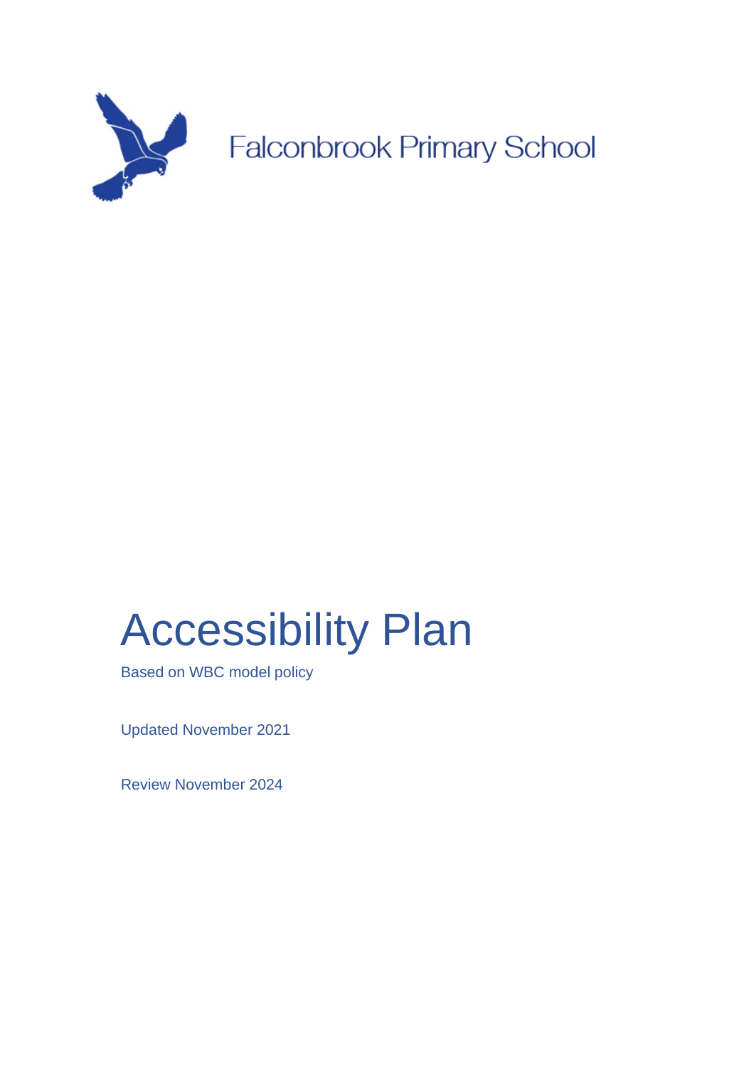Falconbrook Primary School

# Accessibility Plan

Based on WBC model policy

Updated November 2021

Review November 2024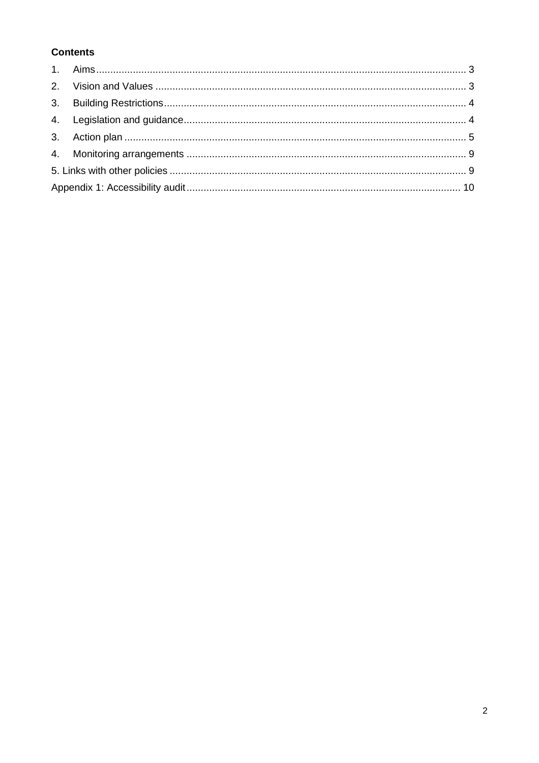**Contents**

1. Aims ... 3
2. Vision and Values ... 3
3. Building Restrictions ... 4
4. Legislation and guidance ... 4
3. Action plan ... 5
4. Monitoring arrangements ... 9

5. Links with other policies ... 9

Appendix 1: Accessibility audit ... 10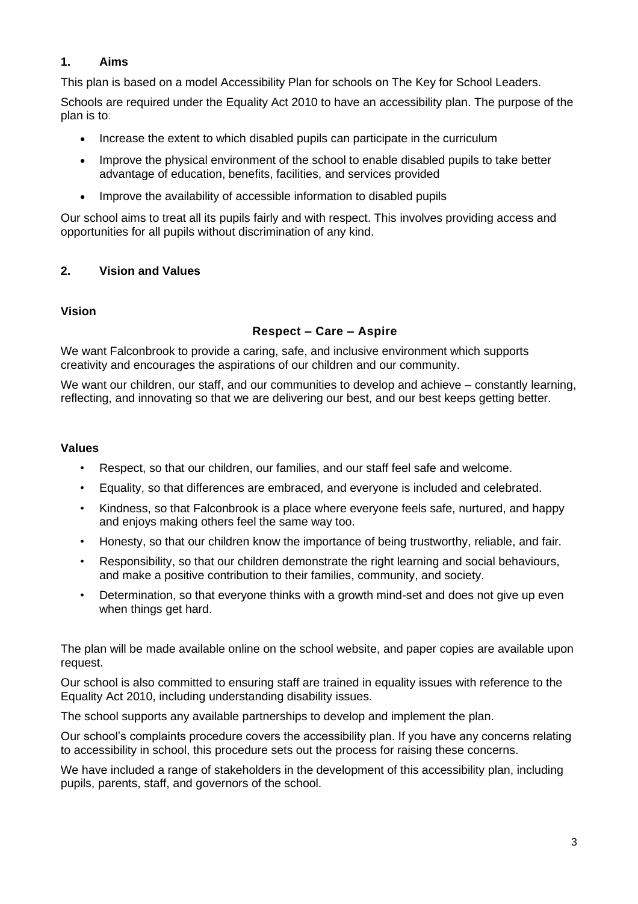## 1. Aims

This plan is based on a model Accessibility Plan for schools on The Key for School Leaders.

Schools are required under the Equality Act 2010 to have an accessibility plan. The purpose of the plan is to:

- Increase the extent to which disabled pupils can participate in the curriculum
- Improve the physical environment of the school to enable disabled pupils to take better advantage of education, benefits, facilities, and services provided
- Improve the availability of accessible information to disabled pupils

Our school aims to treat all its pupils fairly and with respect. This involves providing access and opportunities for all pupils without discrimination of any kind.

## 2. Vision and Values

### Vision

**Respect – Care – Aspire**

We want Falconbrook to provide a caring, safe, and inclusive environment which supports creativity and encourages the aspirations of our children and our community.

We want our children, our staff, and our communities to develop and achieve – constantly learning, reflecting, and innovating so that we are delivering our best, and our best keeps getting better.

### Values

- Respect, so that our children, our families, and our staff feel safe and welcome.
- Equality, so that differences are embraced, and everyone is included and celebrated.
- Kindness, so that Falconbrook is a place where everyone feels safe, nurtured, and happy and enjoys making others feel the same way too.
- Honesty, so that our children know the importance of being trustworthy, reliable, and fair.
- Responsibility, so that our children demonstrate the right learning and social behaviours, and make a positive contribution to their families, community, and society.
- Determination, so that everyone thinks with a growth mind-set and does not give up even when things get hard.

The plan will be made available online on the school website, and paper copies are available upon request.

Our school is also committed to ensuring staff are trained in equality issues with reference to the Equality Act 2010, including understanding disability issues.

The school supports any available partnerships to develop and implement the plan.

Our school's complaints procedure covers the accessibility plan. If you have any concerns relating to accessibility in school, this procedure sets out the process for raising these concerns.

We have included a range of stakeholders in the development of this accessibility plan, including pupils, parents, staff, and governors of the school.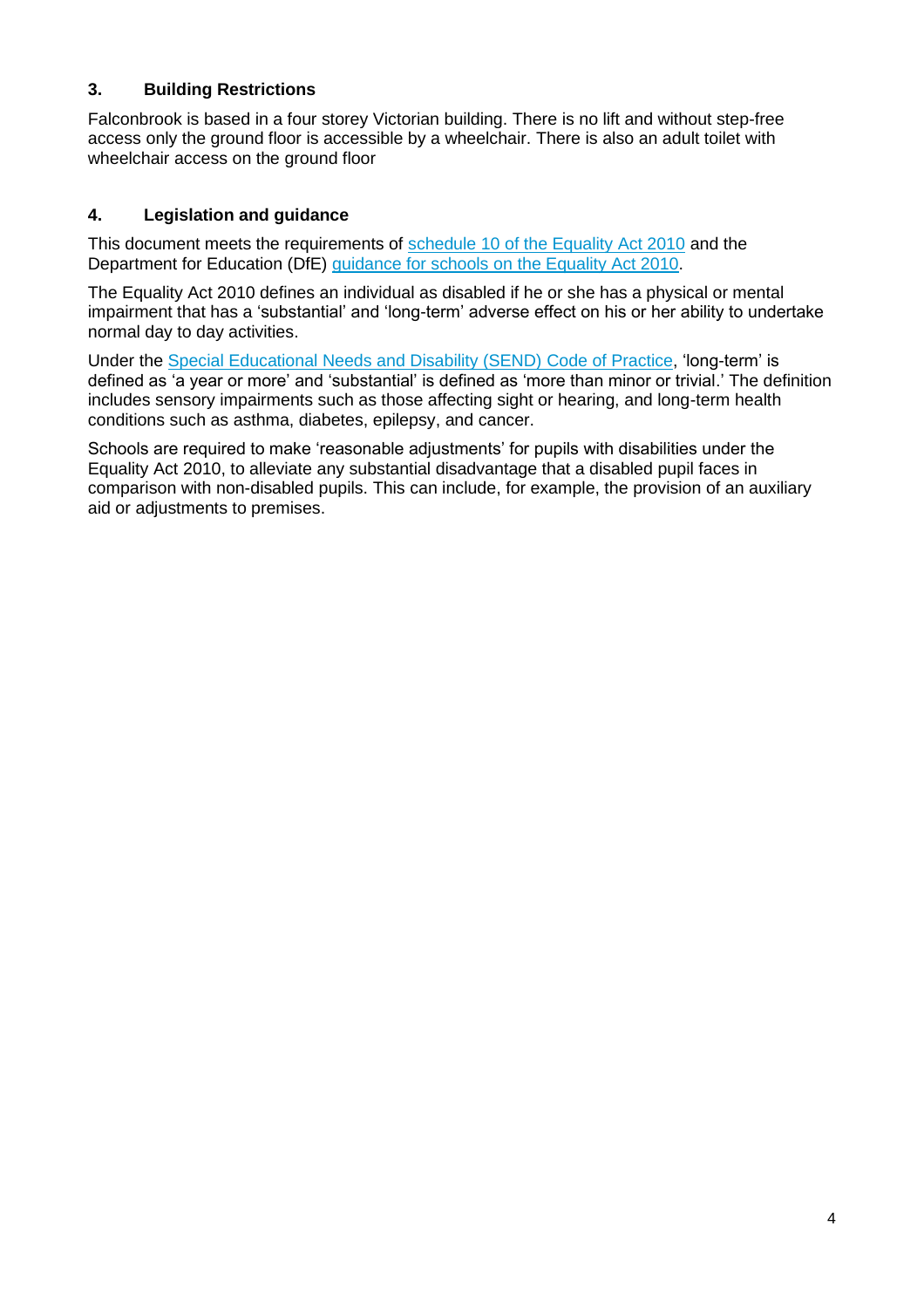## 3. Building Restrictions

Falconbrook is based in a four storey Victorian building. There is no lift and without step-free access only the ground floor is accessible by a wheelchair. There is also an adult toilet with wheelchair access on the ground floor

## 4. Legislation and guidance

This document meets the requirements of schedule 10 of the Equality Act 2010 and the Department for Education (DfE) guidance for schools on the Equality Act 2010.

The Equality Act 2010 defines an individual as disabled if he or she has a physical or mental impairment that has a 'substantial' and 'long-term' adverse effect on his or her ability to undertake normal day to day activities.

Under the Special Educational Needs and Disability (SEND) Code of Practice, 'long-term' is defined as 'a year or more' and 'substantial' is defined as 'more than minor or trivial.' The definition includes sensory impairments such as those affecting sight or hearing, and long-term health conditions such as asthma, diabetes, epilepsy, and cancer.

Schools are required to make 'reasonable adjustments' for pupils with disabilities under the Equality Act 2010, to alleviate any substantial disadvantage that a disabled pupil faces in comparison with non-disabled pupils. This can include, for example, the provision of an auxiliary aid or adjustments to premises.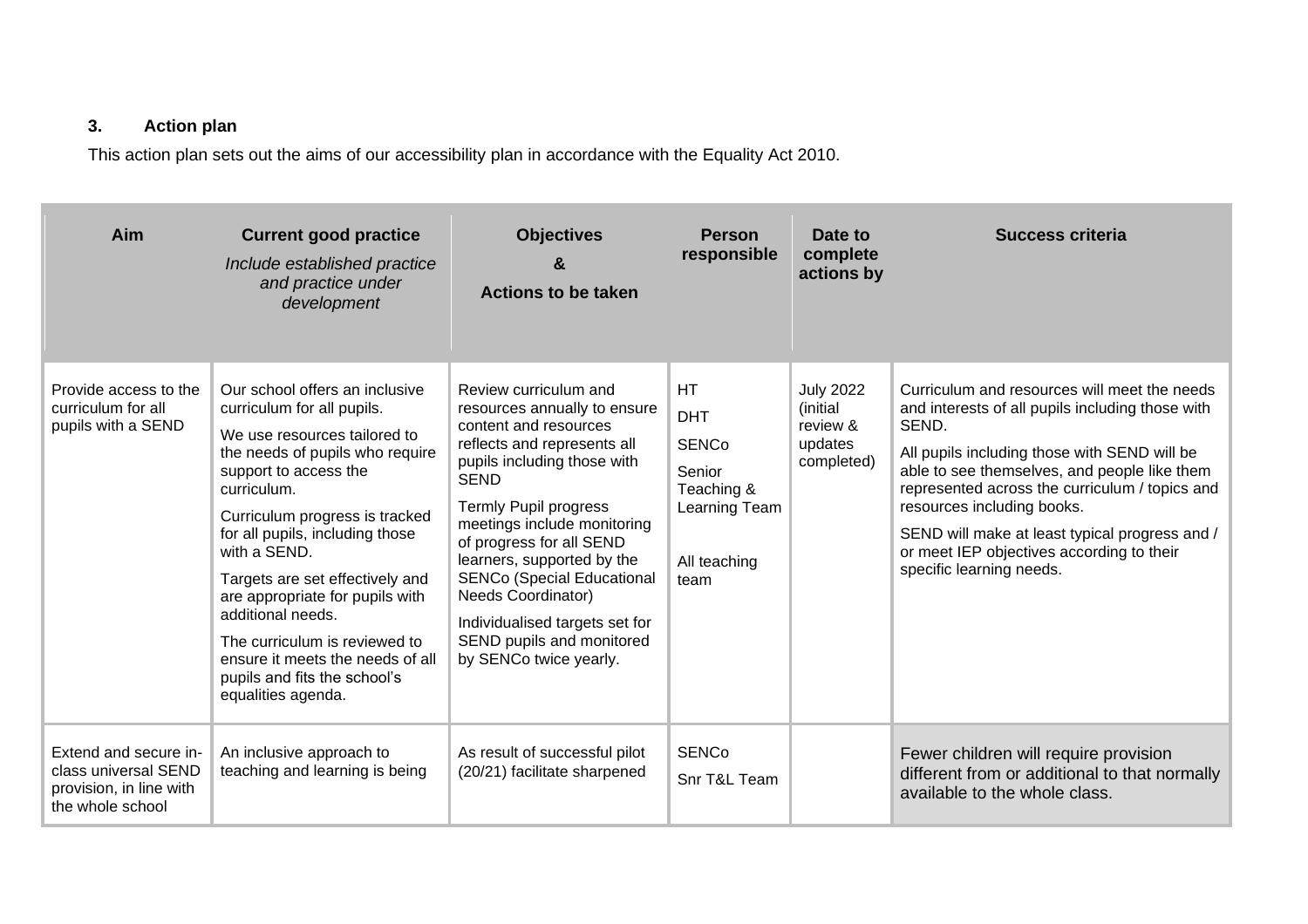### 3. Action plan

This action plan sets out the aims of our accessibility plan in accordance with the Equality Act 2010.

| Aim | Current good practice<br>*Include established practice and practice under development* | Objectives<br>&<br>Actions to be taken | Person responsible | Date to complete actions by | Success criteria |
|---|---|---|---|---|---|
| Provide access to the curriculum for all pupils with a SEND | Our school offers an inclusive curriculum for all pupils.<br>We use resources tailored to the needs of pupils who require support to access the curriculum.<br>Curriculum progress is tracked for all pupils, including those with a SEND.<br>Targets are set effectively and are appropriate for pupils with additional needs.<br>The curriculum is reviewed to ensure it meets the needs of all pupils and fits the school's equalities agenda. | Review curriculum and resources annually to ensure content and resources reflects and represents all pupils including those with SEND<br>Termly Pupil progress meetings include monitoring of progress for all SEND learners, supported by the SENCo (Special Educational Needs Coordinator)<br>Individualised targets set for SEND pupils and monitored by SENCo twice yearly. | HT<br>DHT<br>SENCo<br>Senior Teaching & Learning Team<br>All teaching team | July 2022 (initial review & updates completed) | Curriculum and resources will meet the needs and interests of all pupils including those with SEND.<br>All pupils including those with SEND will be able to see themselves, and people like them represented across the curriculum / topics and resources including books.<br>SEND will make at least typical progress and / or meet IEP objectives according to their specific learning needs. |
| Extend and secure in-class universal SEND provision, in line with the whole school | An inclusive approach to teaching and learning is being | As result of successful pilot (20/21) facilitate sharpened | SENCo<br>Snr T&L Team | | Fewer children will require provision different from or additional to that normally available to the whole class. |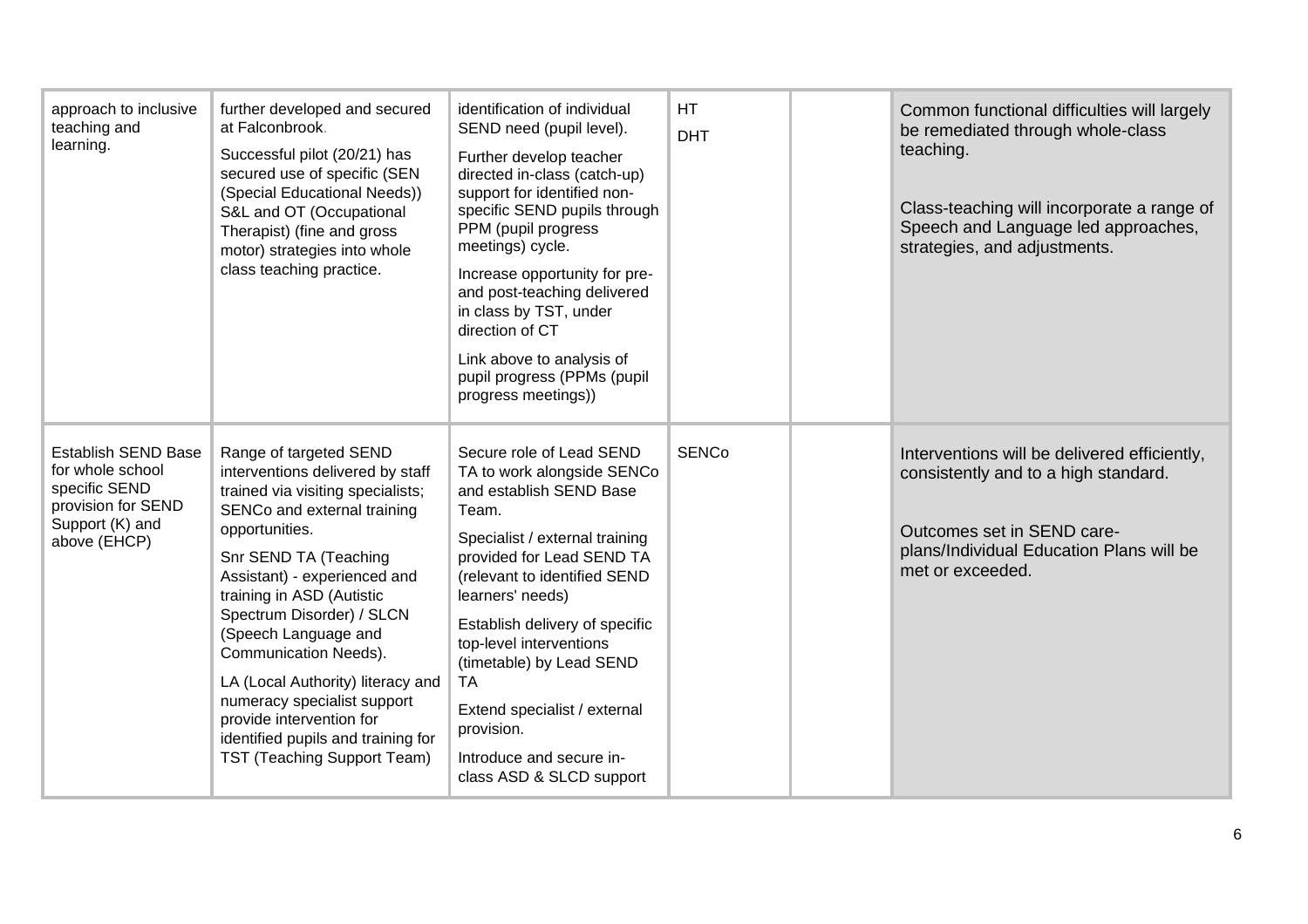| | | | | | |
|---|---|---|---|---|---|
| approach to inclusive teaching and learning. | further developed and secured at Falconbrook.<br><br>Successful pilot (20/21) has secured use of specific (SEN (Special Educational Needs)) S&L and OT (Occupational Therapist) (fine and gross motor) strategies into whole class teaching practice. | identification of individual SEND need (pupil level).<br><br>Further develop teacher directed in-class (catch-up) support for identified non-specific SEND pupils through PPM (pupil progress meetings) cycle.<br><br>Increase opportunity for pre- and post-teaching delivered in class by TST, under direction of CT<br><br>Link above to analysis of pupil progress (PPMs (pupil progress meetings)) | HT<br>DHT | | Common functional difficulties will largely be remediated through whole-class teaching.<br><br>Class-teaching will incorporate a range of Speech and Language led approaches, strategies, and adjustments. |
| Establish SEND Base for whole school specific SEND provision for SEND Support (K) and above (EHCP) | Range of targeted SEND interventions delivered by staff trained via visiting specialists; SENCo and external training opportunities.<br><br>Snr SEND TA (Teaching Assistant) - experienced and training in ASD (Autistic Spectrum Disorder) / SLCN (Speech Language and Communication Needs).<br><br>LA (Local Authority) literacy and numeracy specialist support provide intervention for identified pupils and training for TST (Teaching Support Team) | Secure role of Lead SEND TA to work alongside SENCo and establish SEND Base Team.<br><br>Specialist / external training provided for Lead SEND TA (relevant to identified SEND learners' needs)<br><br>Establish delivery of specific top-level interventions (timetable) by Lead SEND TA<br><br>Extend specialist / external provision.<br><br>Introduce and secure in-class ASD & SLCD support | SENCo | | Interventions will be delivered efficiently, consistently and to a high standard.<br><br>Outcomes set in SEND care-plans/Individual Education Plans will be met or exceeded. |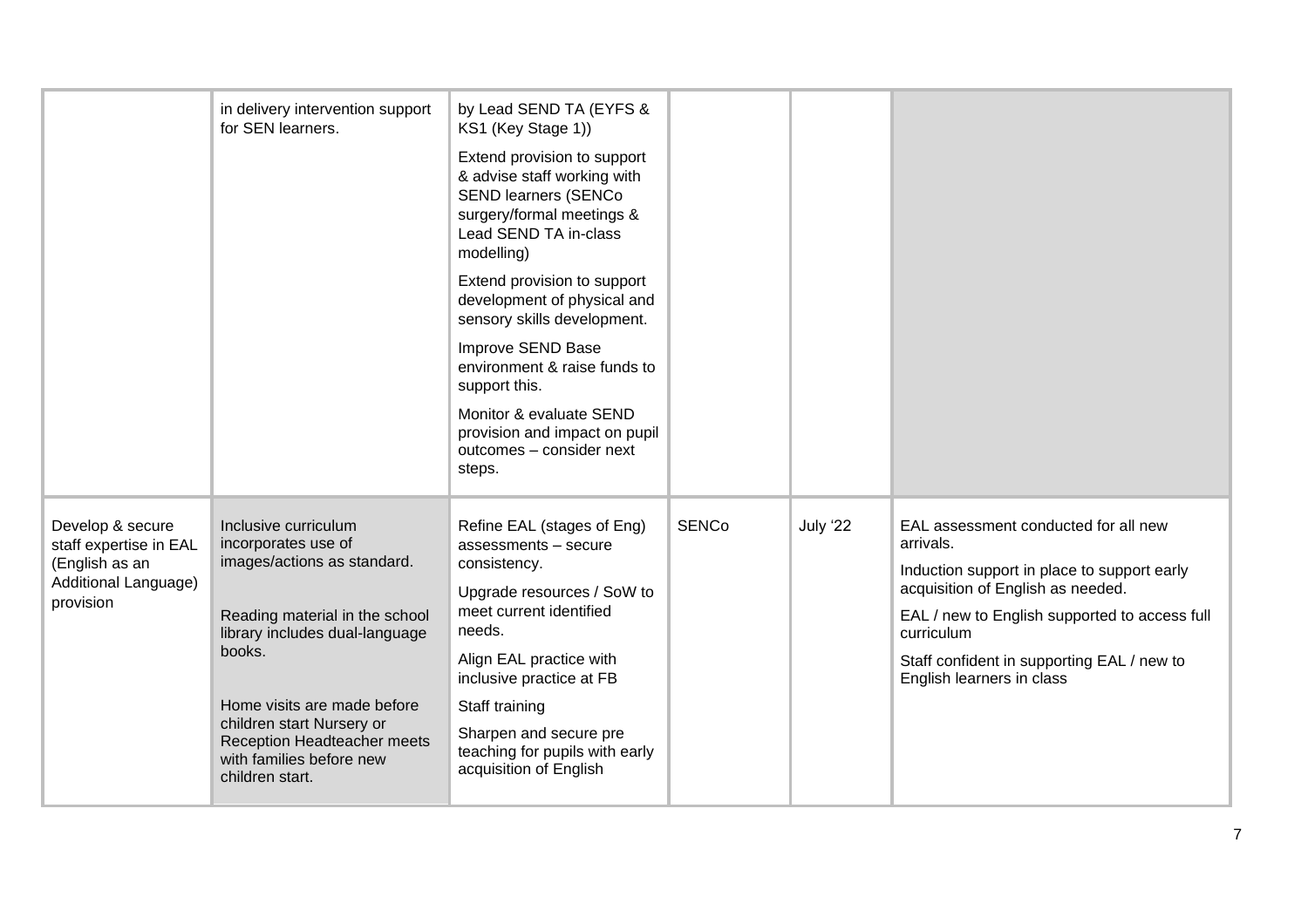| | | | | | |
|---|---|---|---|---|---|
| | in delivery intervention support for SEN learners. | by Lead SEND TA (EYFS & KS1 (Key Stage 1))<br><br>Extend provision to support & advise staff working with SEND learners (SENCo surgery/formal meetings & Lead SEND TA in-class modelling)<br><br>Extend provision to support development of physical and sensory skills development.<br><br>Improve SEND Base environment & raise funds to support this.<br><br>Monitor & evaluate SEND provision and impact on pupil outcomes – consider next steps. | | | |
| Develop & secure staff expertise in EAL (English as an Additional Language) provision | Inclusive curriculum incorporates use of images/actions as standard.<br><br>Reading material in the school library includes dual-language books.<br><br>Home visits are made before children start Nursery or Reception Headteacher meets with families before new children start. | Refine EAL (stages of Eng) assessments – secure consistency.<br><br>Upgrade resources / SoW to meet current identified needs.<br><br>Align EAL practice with inclusive practice at FB<br><br>Staff training<br><br>Sharpen and secure pre teaching for pupils with early acquisition of English | SENCo | July '22 | EAL assessment conducted for all new arrivals.<br><br>Induction support in place to support early acquisition of English as needed.<br><br>EAL / new to English supported to access full curriculum<br><br>Staff confident in supporting EAL / new to English learners in class |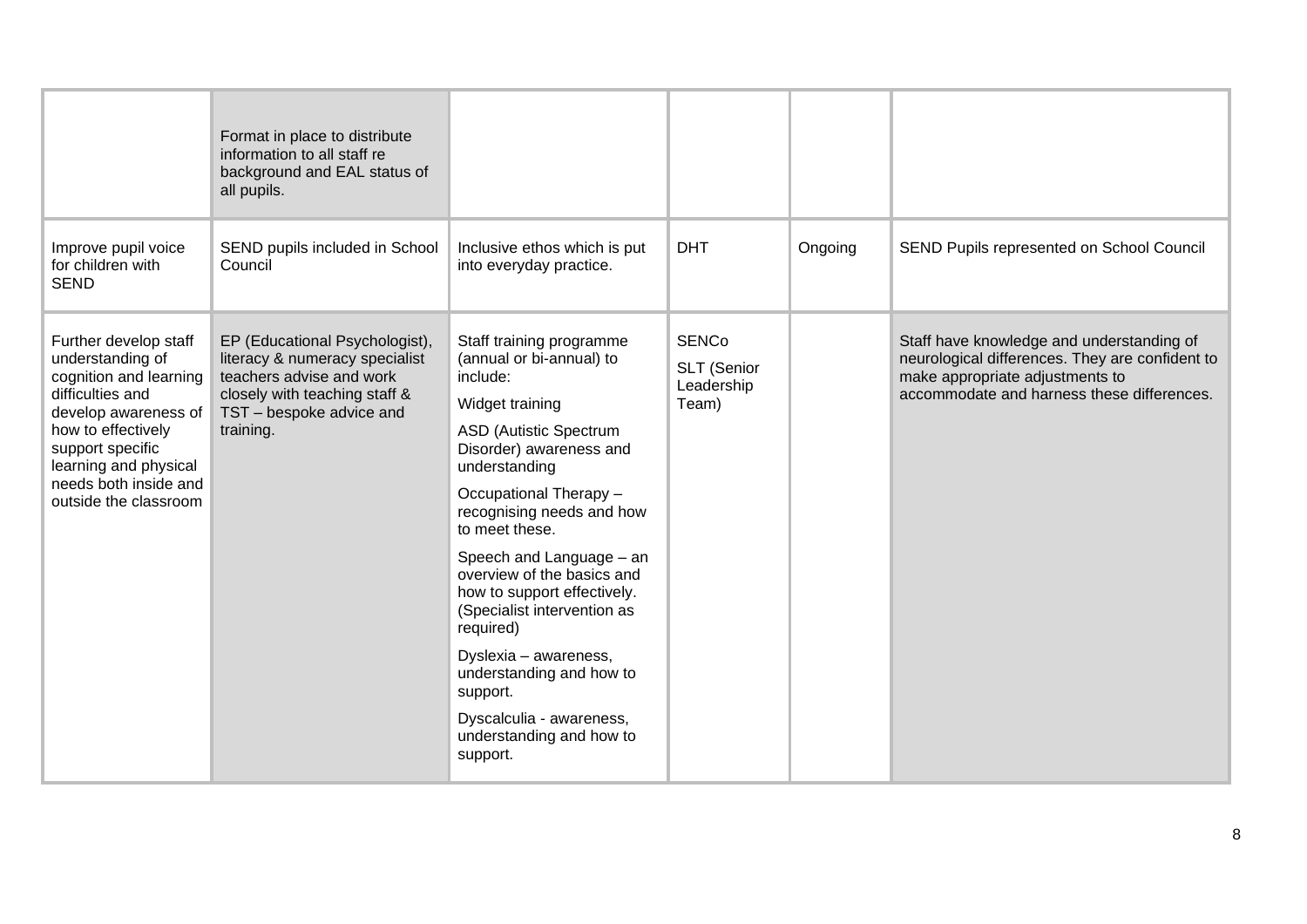| | | | | | |
|---|---|---|---|---|---|
| | Format in place to distribute information to all staff re background and EAL status of all pupils. | | | | |
| Improve pupil voice for children with SEND | SEND pupils included in School Council | Inclusive ethos which is put into everyday practice. | DHT | Ongoing | SEND Pupils represented on School Council |
| Further develop staff understanding of cognition and learning difficulties and develop awareness of how to effectively support specific learning and physical needs both inside and outside the classroom | EP (Educational Psychologist), literacy & numeracy specialist teachers advise and work closely with teaching staff & TST – bespoke advice and training. | Staff training programme (annual or bi-annual) to include:<br>Widget training<br>ASD (Autistic Spectrum Disorder) awareness and understanding<br>Occupational Therapy – recognising needs and how to meet these.<br>Speech and Language – an overview of the basics and how to support effectively. (Specialist intervention as required)<br>Dyslexia – awareness, understanding and how to support.<br>Dyscalculia - awareness, understanding and how to support. | SENCo<br>SLT (Senior Leadership Team) | | Staff have knowledge and understanding of neurological differences. They are confident to make appropriate adjustments to accommodate and harness these differences. |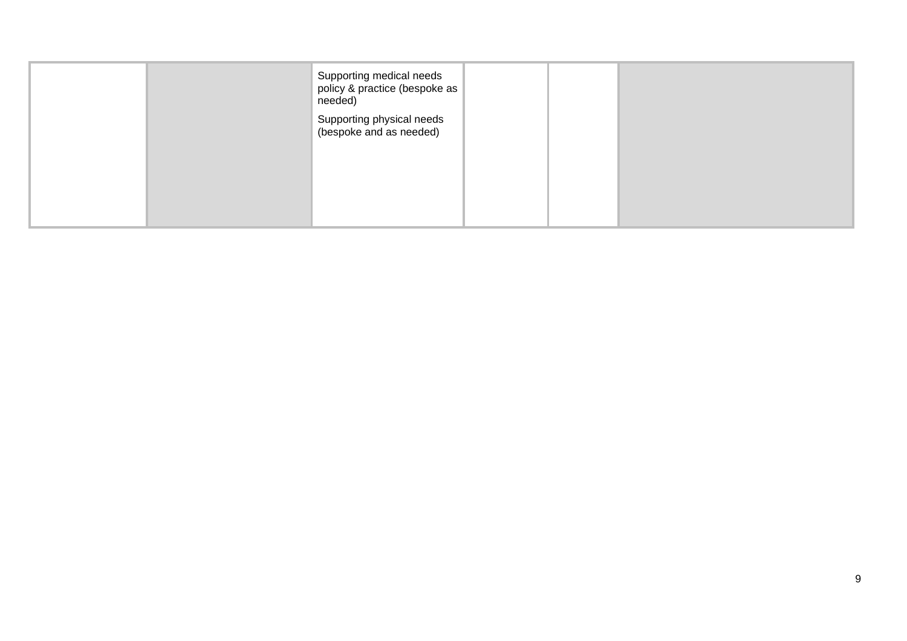| | | | | | |
|---|---|---|---|---|---|
| | | Supporting medical needs policy & practice (bespoke as needed)<br><br>Supporting physical needs (bespoke and as needed) | | | |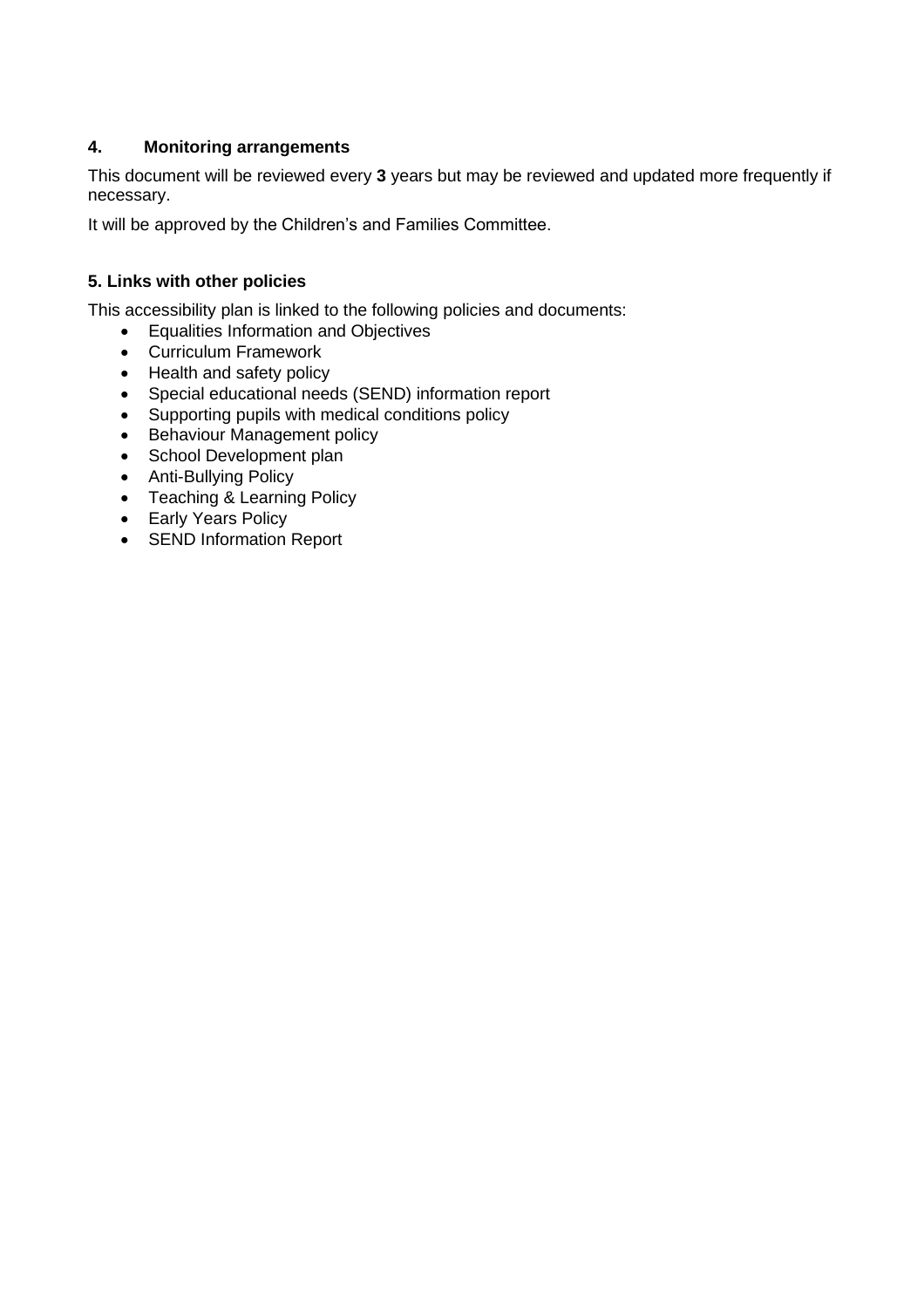## 4. Monitoring arrangements

This document will be reviewed every **3** years but may be reviewed and updated more frequently if necessary.

It will be approved by the Children's and Families Committee.

## 5. Links with other policies

This accessibility plan is linked to the following policies and documents:

- Equalities Information and Objectives
- Curriculum Framework
- Health and safety policy
- Special educational needs (SEND) information report
- Supporting pupils with medical conditions policy
- Behaviour Management policy
- School Development plan
- Anti-Bullying Policy
- Teaching & Learning Policy
- Early Years Policy
- SEND Information Report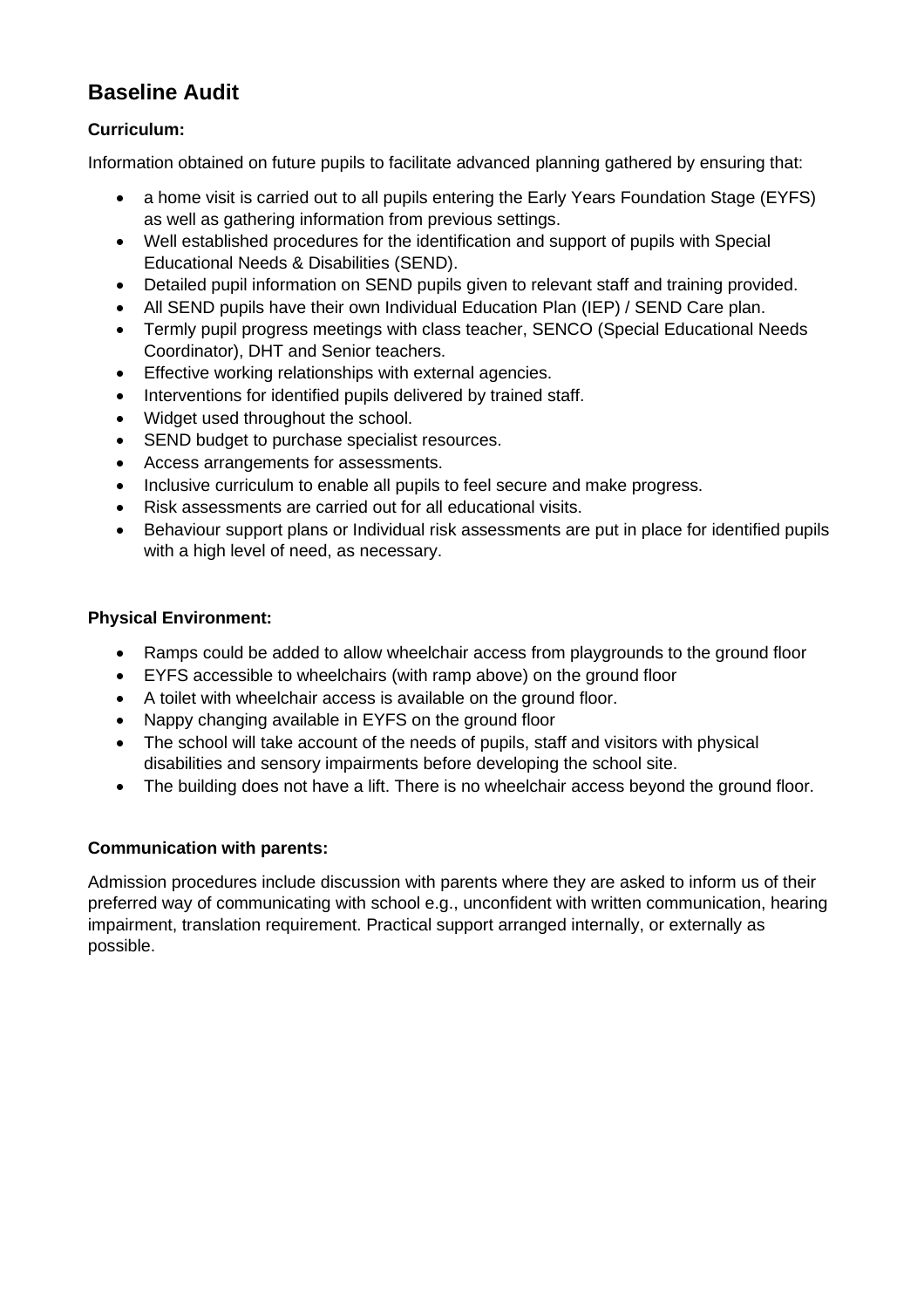## Baseline Audit

**Curriculum:**

Information obtained on future pupils to facilitate advanced planning gathered by ensuring that:

- a home visit is carried out to all pupils entering the Early Years Foundation Stage (EYFS) as well as gathering information from previous settings.
- Well established procedures for the identification and support of pupils with Special Educational Needs & Disabilities (SEND).
- Detailed pupil information on SEND pupils given to relevant staff and training provided.
- All SEND pupils have their own Individual Education Plan (IEP) / SEND Care plan.
- Termly pupil progress meetings with class teacher, SENCO (Special Educational Needs Coordinator), DHT and Senior teachers.
- Effective working relationships with external agencies.
- Interventions for identified pupils delivered by trained staff.
- Widget used throughout the school.
- SEND budget to purchase specialist resources.
- Access arrangements for assessments.
- Inclusive curriculum to enable all pupils to feel secure and make progress.
- Risk assessments are carried out for all educational visits.
- Behaviour support plans or Individual risk assessments are put in place for identified pupils with a high level of need, as necessary.

**Physical Environment:**

- Ramps could be added to allow wheelchair access from playgrounds to the ground floor
- EYFS accessible to wheelchairs (with ramp above) on the ground floor
- A toilet with wheelchair access is available on the ground floor.
- Nappy changing available in EYFS on the ground floor
- The school will take account of the needs of pupils, staff and visitors with physical disabilities and sensory impairments before developing the school site.
- The building does not have a lift. There is no wheelchair access beyond the ground floor.

**Communication with parents:**

Admission procedures include discussion with parents where they are asked to inform us of their preferred way of communicating with school e.g., unconfident with written communication, hearing impairment, translation requirement. Practical support arranged internally, or externally as possible.